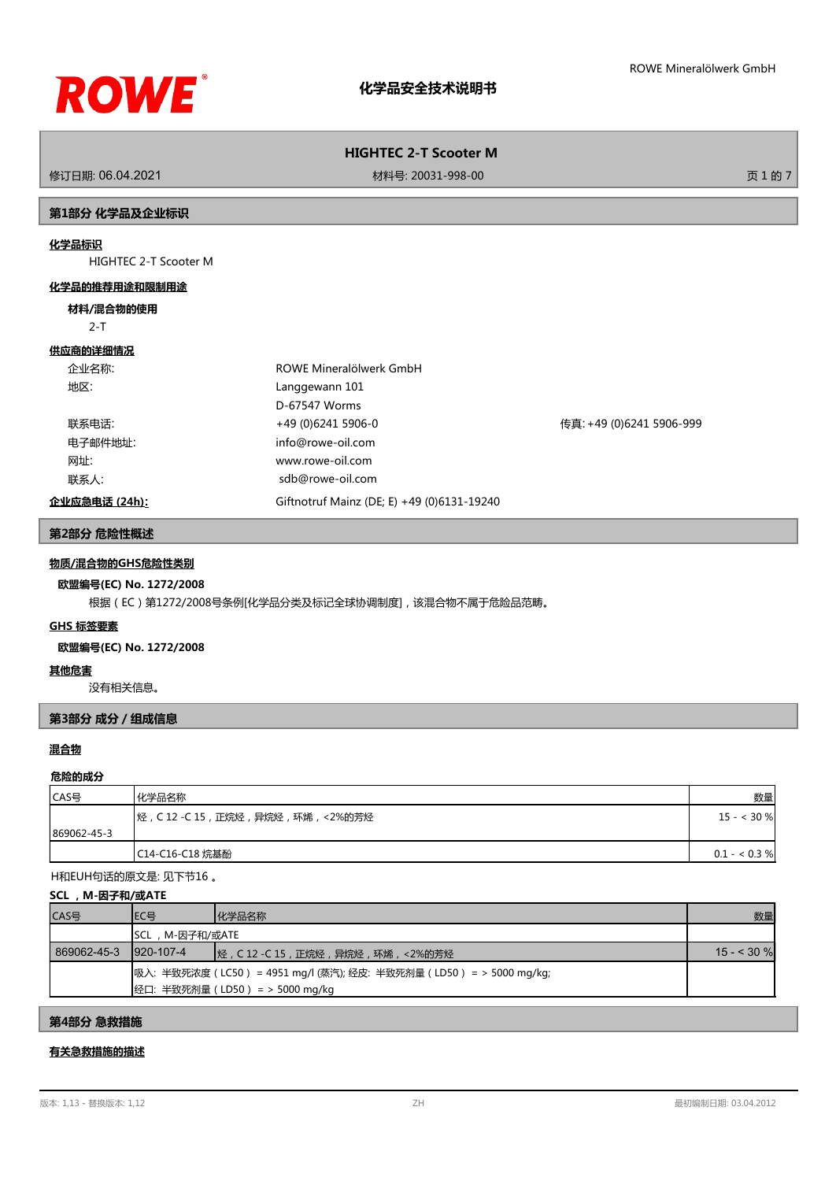# 化学品安全技术说明书

## HIGHTEC 2-T Scooter M

修订日期: 06.04.2021　　材料号: 20031-998-00

## 第1部分 化学品及企业标识

**化学品标识**

HIGHTEC 2-T Scooter M

**化学品的推荐用途和限制用途**

**材料/混合物的使用**

2-T

**供应商的详细情况**

| | | |
|---|---|---|
| 企业名称: | ROWE Mineralölwerk GmbH | |
| 地区: | Langgewann 101<br>D-67547 Worms | |
| 联系电话: | +49 (0)6241 5906-0 | 传真: +49 (0)6241 5906-999 |
| 电子邮件地址: | info@rowe-oil.com | |
| 网址: | www.rowe-oil.com | |
| 联系人: | sdb@rowe-oil.com | |

**企业应急电话 (24h):** Giftnotruf Mainz (DE; E) +49 (0)6131-19240

## 第2部分 危险性概述

**物质/混合物的GHS危险性类别**

**欧盟编号(EC) No. 1272/2008**

根据（EC）第1272/2008号条例[化学品分类及标记全球协调制度]，该混合物不属于危险品范畴。

**GHS 标签要素**

**欧盟编号(EC) No. 1272/2008**

**其他危害**

没有相关信息。

## 第3部分 成分 / 组成信息

**混合物**

**危险的成分**

| CAS号 | 化学品名称 | 数量 |
|---|---|---|
| 869062-45-3 | 烃，C 12 -C 15，正烷烃，异烷烃，环烯，<2%的芳烃 | 15 - < 30 % |
| | C14-C16-C18 烷基酚 | 0.1 - < 0.3 % |

H和EUH句话的原文是: 见下节16 。

**SCL ，M-因子和/或ATE**

| CAS号 | EC号 | 化学品名称 | 数量 |
|---|---|---|---|
| | SCL ，M-因子和/或ATE | | |
| 869062-45-3 | 920-107-4 | 烃，C 12 -C 15，正烷烃，异烷烃，环烯，<2%的芳烃 | 15 - < 30 % |
| | 吸入: 半致死浓度（LC50） = 4951 mg/l (蒸汽); 经皮: 半致死剂量（LD50） = > 5000 mg/kg; 经口: 半致死剂量（LD50） = > 5000 mg/kg | | |

## 第4部分 急救措施

**有关急救措施的描述**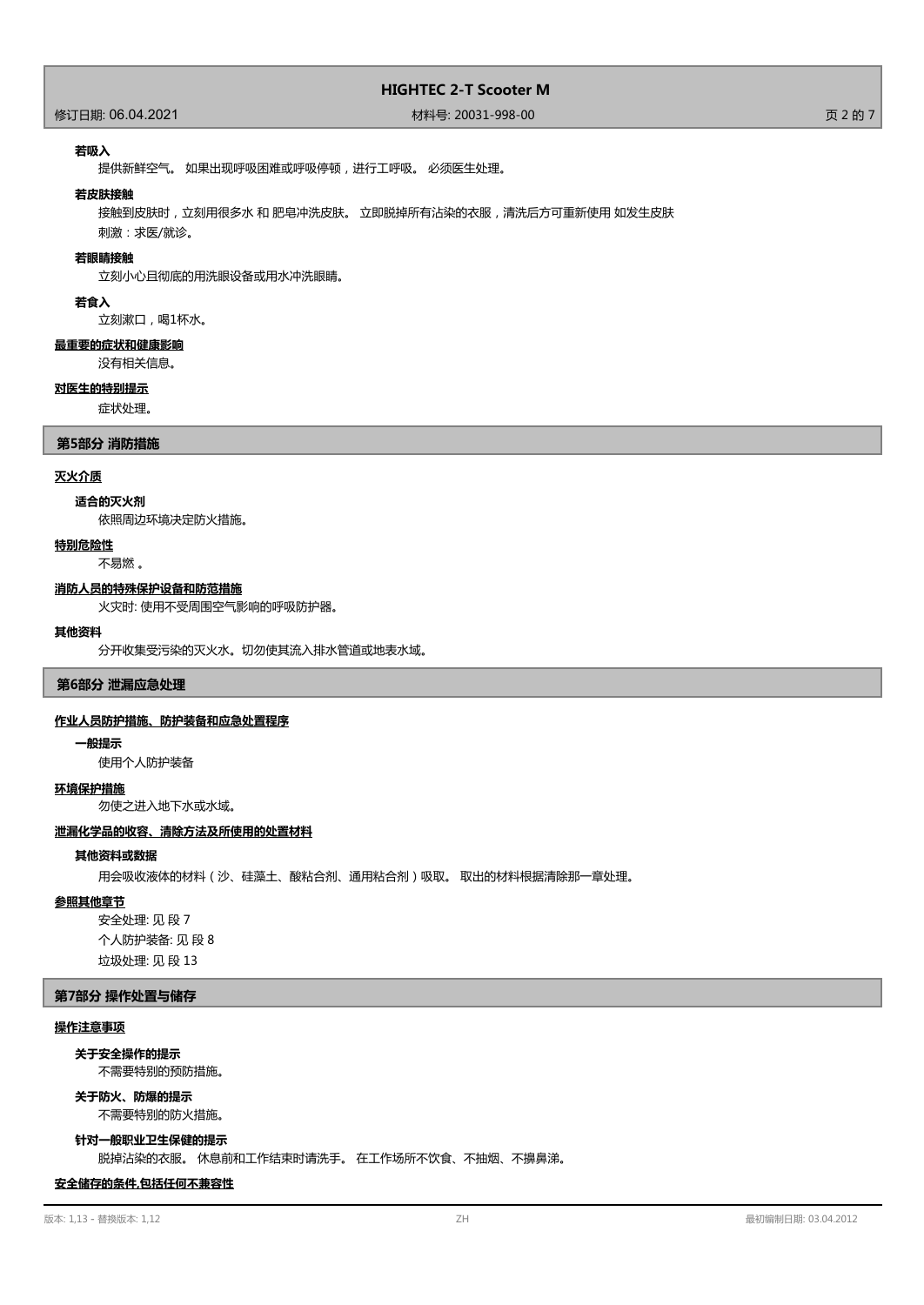**若吸入**

提供新鲜空气。 如果出现呼吸困难或呼吸停顿，进行工呼吸。 必须医生处理。

**若皮肤接触**

接触到皮肤时，立刻用很多水 和 肥皂冲洗皮肤。 立即脱掉所有沾染的衣服，清洗后方可重新使用 如发生皮肤刺激：求医/就诊。

**若眼睛接触**

立刻小心且彻底的用洗眼设备或用水冲洗眼睛。

**若食入**

立刻漱口，喝1杯水。

**最重要的症状和健康影响**

没有相关信息。

**对医生的特别提示**

症状处理。

## 第5部分 消防措施

**灭火介质**

**适合的灭火剂**

依照周边环境决定防火措施。

**特别危险性**

不易燃 。

**消防人员的特殊保护设备和防范措施**

火灾时: 使用不受周围空气影响的呼吸防护器。

**其他资料**

分开收集受污染的灭火水。切勿使其流入排水管道或地表水域。

## 第6部分 泄漏应急处理

**作业人员防护措施、防护装备和应急处置程序**

**一般提示**

使用个人防护装备

**环境保护措施**

勿使之进入地下水或水域。

**泄漏化学品的收容、清除方法及所使用的处置材料**

**其他资料或数据**

用会吸收液体的材料（沙、硅藻土、酸粘合剂、通用粘合剂）吸取。 取出的材料根据清除那一章处理。

**参照其他章节**

安全处理: 见 段 7

个人防护装备: 见 段 8

垃圾处理: 见 段 13

## 第7部分 操作处置与储存

**操作注意事项**

**关于安全操作的提示**

不需要特别的预防措施。

**关于防火、防爆的提示**

不需要特别的防火措施。

**针对一般职业卫生保健的提示**

脱掉沾染的衣服。 休息前和工作结束时请洗手。 在工作场所不饮食、不抽烟、不擤鼻涕。

**安全储存的条件,包括任何不兼容性**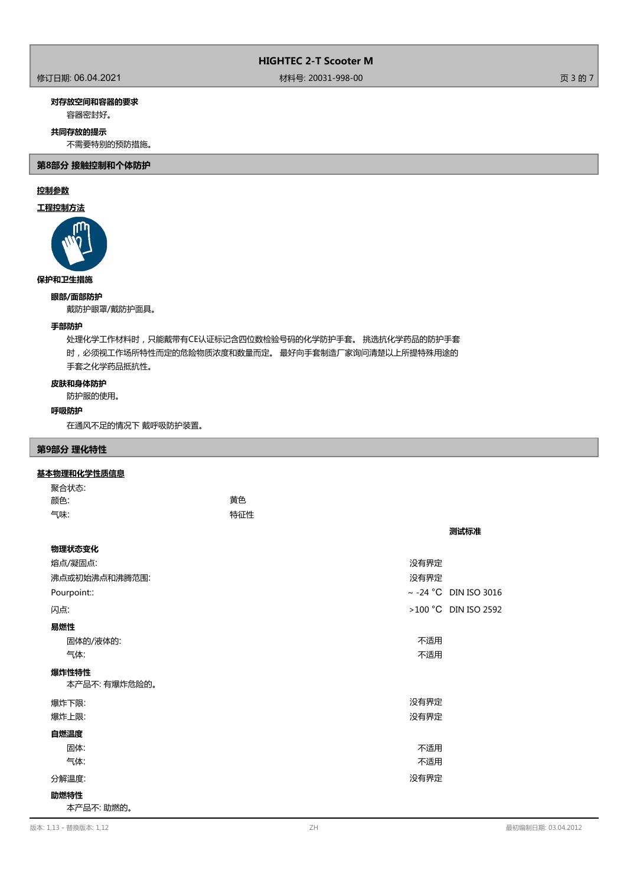**对存放空间和容器的要求**

容器密封好。

**共同存放的提示**

不需要特别的预防措施。

## 第8部分 接触控制和个体防护

**控制参数**

**工程控制方法**

**保护和卫生措施**

**眼部/面部防护**

戴防护眼罩/戴防护面具。

**手部防护**

处理化学工作材料时，只能戴带有CE认证标记含四位数检验号码的化学防护手套。 挑选抗化学药品的防护手套时，必须视工作场所特性而定的危险物质浓度和数量而定。 最好向手套制造厂家询问清楚以上所提特殊用途的手套之化学药品抵抗性。

**皮肤和身体防护**

防护服的使用。

**呼吸防护**

在通风不足的情况下 戴呼吸防护装置。

## 第9部分 理化特性

**基本物理和化学性质信息**

| | | |
|---|---|---|
| 聚合状态: | | |
| 颜色: | 黄色 | |
| 气味: | 特征性 | |

| | | 测试标准 |
|---|---|---|
| **物理状态变化** | | |
| 熔点/凝固点: | 没有界定 | |
| 沸点或初始沸点和沸腾范围: | 没有界定 | |
| Pourpoint:: | ~ -24 °C | DIN ISO 3016 |
| 闪点: | >100 °C | DIN ISO 2592 |
| **易燃性** | | |
| 固体的/液体的: | 不适用 | |
| 气体: | 不适用 | |
| **爆炸性特性** | | |
| 本产品不: 有爆炸危险的。 | | |
| 爆炸下限: | 没有界定 | |
| 爆炸上限: | 没有界定 | |
| **自燃温度** | | |
| 固体: | 不适用 | |
| 气体: | 不适用 | |
| 分解温度: | 没有界定 | |
| **助燃特性** | | |
| 本产品不: 助燃的。 | | |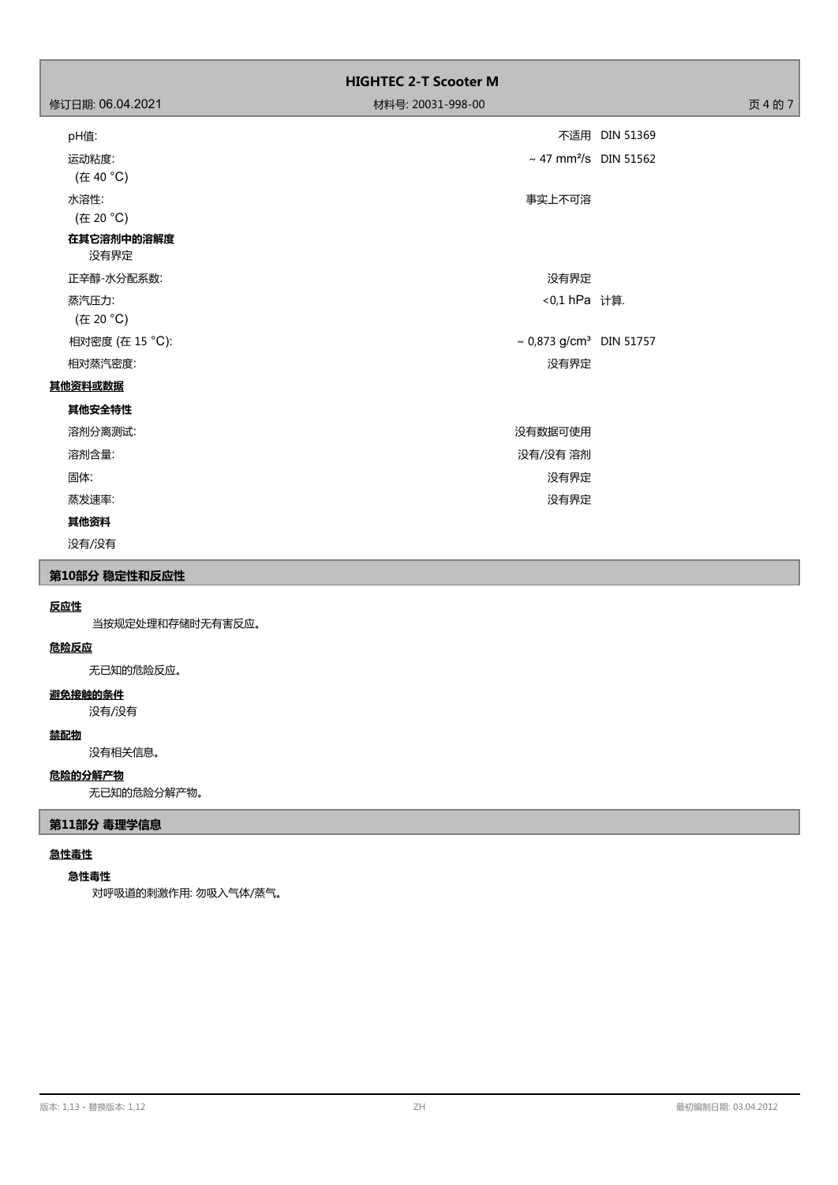| | | |
|---|---|---|
| pH值: | 不适用 | DIN 51369 |
| 运动粘度:<br>(在 40 °C) | ~ 47 mm²/s | DIN 51562 |
| 水溶性:<br>(在 20 °C) | 事实上不可溶 | |

**在其它溶剂中的溶解度**

没有界定

| | | |
|---|---|---|
| 正辛醇-水分配系数: | 没有界定 | |
| 蒸汽压力:<br>(在 20 °C) | <0,1 hPa | 计算. |
| 相对密度 (在 15 °C): | ~ 0,873 g/cm³ | DIN 51757 |
| 相对蒸汽密度: | 没有界定 | |

**其他资料或数据**

**其他安全特性**

| | |
|---|---|
| 溶剂分离测试: | 没有数据可使用 |
| 溶剂含量: | 没有/没有 溶剂 |
| 固体: | 没有界定 |
| 蒸发速率: | 没有界定 |

**其他资料**

没有/没有

## 第10部分 稳定性和反应性

**反应性**

当按规定处理和存储时无有害反应。

**危险反应**

无已知的危险反应。

**避免接触的条件**

没有/没有

**禁配物**

没有相关信息。

**危险的分解产物**

无已知的危险分解产物。

## 第11部分 毒理学信息

**急性毒性**

**急性毒性**

对呼吸道的刺激作用: 勿吸入气体/蒸气。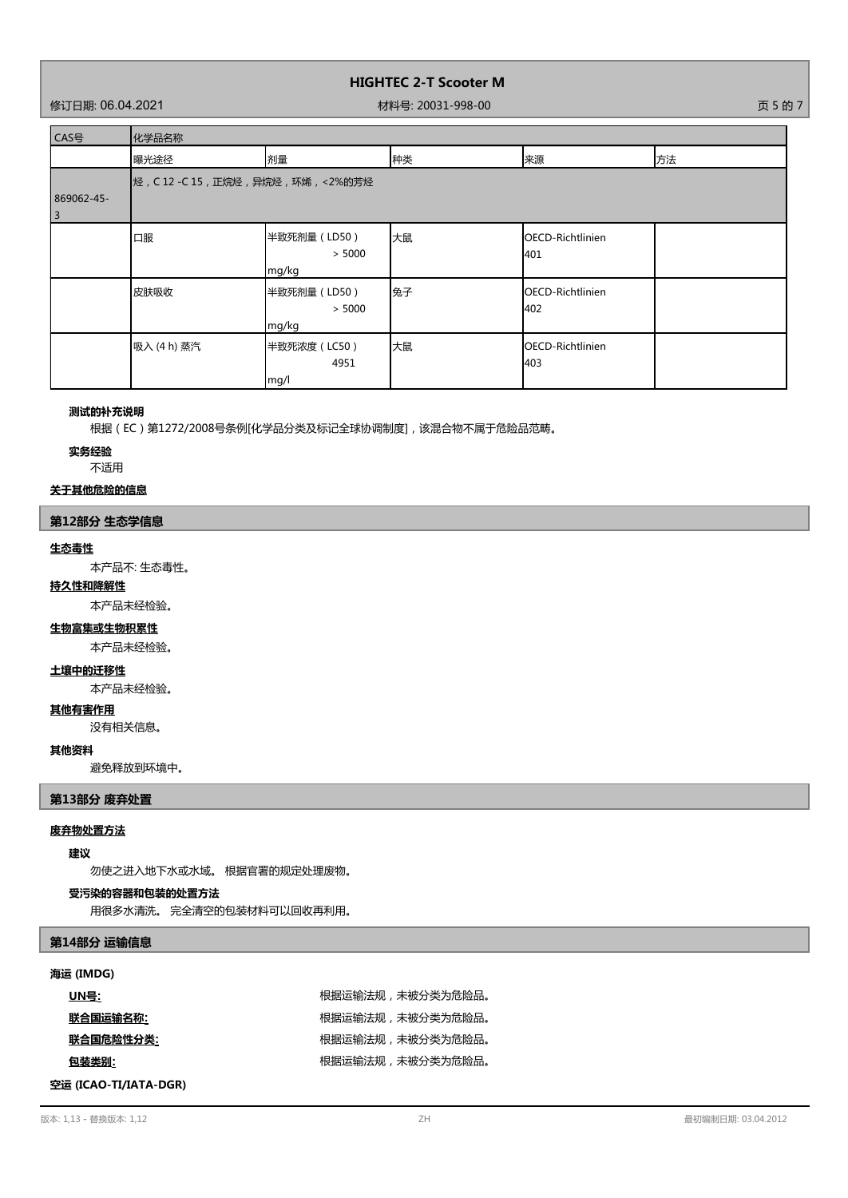| CAS号 | 化学品名称 | | | | |
|---|---|---|---|---|---|
| | 曝光途径 | 剂量 | 种类 | 来源 | 方法 |
| 869062-45-3 | 烃，C 12 -C 15，正烷烃，异烷烃，环烯，<2%的芳烃 | | | | |
| | 口服 | 半致死剂量（LD50） > 5000 mg/kg | 大鼠 | OECD-Richtlinien 401 | |
| | 皮肤吸收 | 半致死剂量（LD50） > 5000 mg/kg | 兔子 | OECD-Richtlinien 402 | |
| | 吸入 (4 h) 蒸汽 | 半致死浓度（LC50） 4951 mg/l | 大鼠 | OECD-Richtlinien 403 | |

**测试的补充说明**

根据（EC）第1272/2008号条例[化学品分类及标记全球协调制度]，该混合物不属于危险品范畴。

**实务经验**

不适用

**关于其他危险的信息**

## 第12部分 生态学信息

**生态毒性**

本产品不: 生态毒性。

**持久性和降解性**

本产品未经检验。

**生物富集或生物积累性**

本产品未经检验。

**土壤中的迁移性**

本产品未经检验。

**其他有害作用**

没有相关信息。

**其他资料**

避免释放到环境中。

## 第13部分 废弃处置

**废弃物处置方法**

**建议**

勿使之进入地下水或水域。 根据官署的规定处理废物。

**受污染的容器和包装的处置方法**

用很多水清洗。 完全清空的包装材料可以回收再利用。

## 第14部分 运输信息

**海运 (IMDG)**

| | |
|---|---|
| **UN号:** | 根据运输法规，未被分类为危险品。 |
| **联合国运输名称:** | 根据运输法规，未被分类为危险品。 |
| **联合国危险性分类:** | 根据运输法规，未被分类为危险品。 |
| **包装类别:** | 根据运输法规，未被分类为危险品。 |

**空运 (ICAO-TI/IATA-DGR)**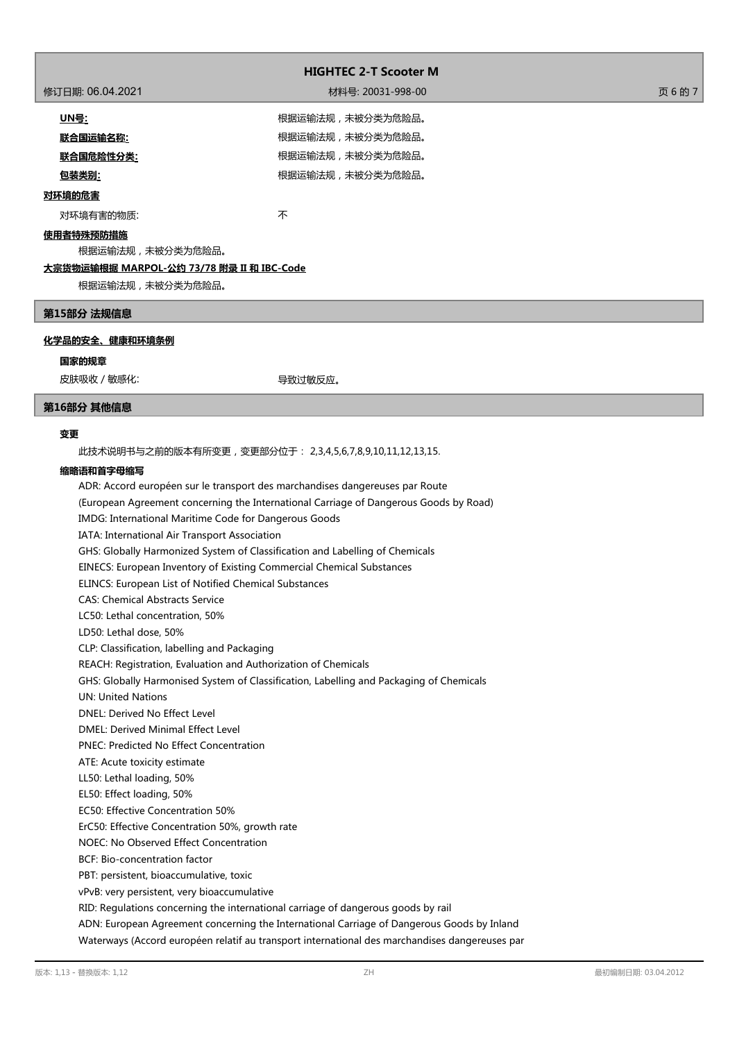**UN号:** 根据运输法规，未被分类为危险品。

**联合国运输名称:** 根据运输法规，未被分类为危险品。

**联合国危险性分类:** 根据运输法规，未被分类为危险品。

**包装类别:** 根据运输法规，未被分类为危险品。

**对环境的危害**

对环境有害的物质: 不

**使用者特殊预防措施**

根据运输法规，未被分类为危险品。

**大宗货物运输根据 MARPOL-公约 73/78 附录 II 和 IBC-Code**

根据运输法规，未被分类为危险品。

## 第15部分 法规信息

**化学品的安全、健康和环境条例**

**国家的规章**

皮肤吸收 / 敏感化: 导致过敏反应。

## 第16部分 其他信息

**变更**

此技术说明书与之前的版本有所变更，变更部分位于： 2,3,4,5,6,7,8,9,10,11,12,13,15.

**缩略语和首字母缩写**

ADR: Accord européen sur le transport des marchandises dangereuses par Route
(European Agreement concerning the International Carriage of Dangerous Goods by Road)
IMDG: International Maritime Code for Dangerous Goods
IATA: International Air Transport Association
GHS: Globally Harmonized System of Classification and Labelling of Chemicals
EINECS: European Inventory of Existing Commercial Chemical Substances
ELINCS: European List of Notified Chemical Substances
CAS: Chemical Abstracts Service
LC50: Lethal concentration, 50%
LD50: Lethal dose, 50%
CLP: Classification, labelling and Packaging
REACH: Registration, Evaluation and Authorization of Chemicals
GHS: Globally Harmonised System of Classification, Labelling and Packaging of Chemicals
UN: United Nations
DNEL: Derived No Effect Level
DMEL: Derived Minimal Effect Level
PNEC: Predicted No Effect Concentration
ATE: Acute toxicity estimate
LL50: Lethal loading, 50%
EL50: Effect loading, 50%
EC50: Effective Concentration 50%
ErC50: Effective Concentration 50%, growth rate
NOEC: No Observed Effect Concentration
BCF: Bio-concentration factor
PBT: persistent, bioaccumulative, toxic
vPvB: very persistent, very bioaccumulative
RID: Regulations concerning the international carriage of dangerous goods by rail
ADN: European Agreement concerning the International Carriage of Dangerous Goods by Inland
Waterways (Accord européen relatif au transport international des marchandises dangereuses par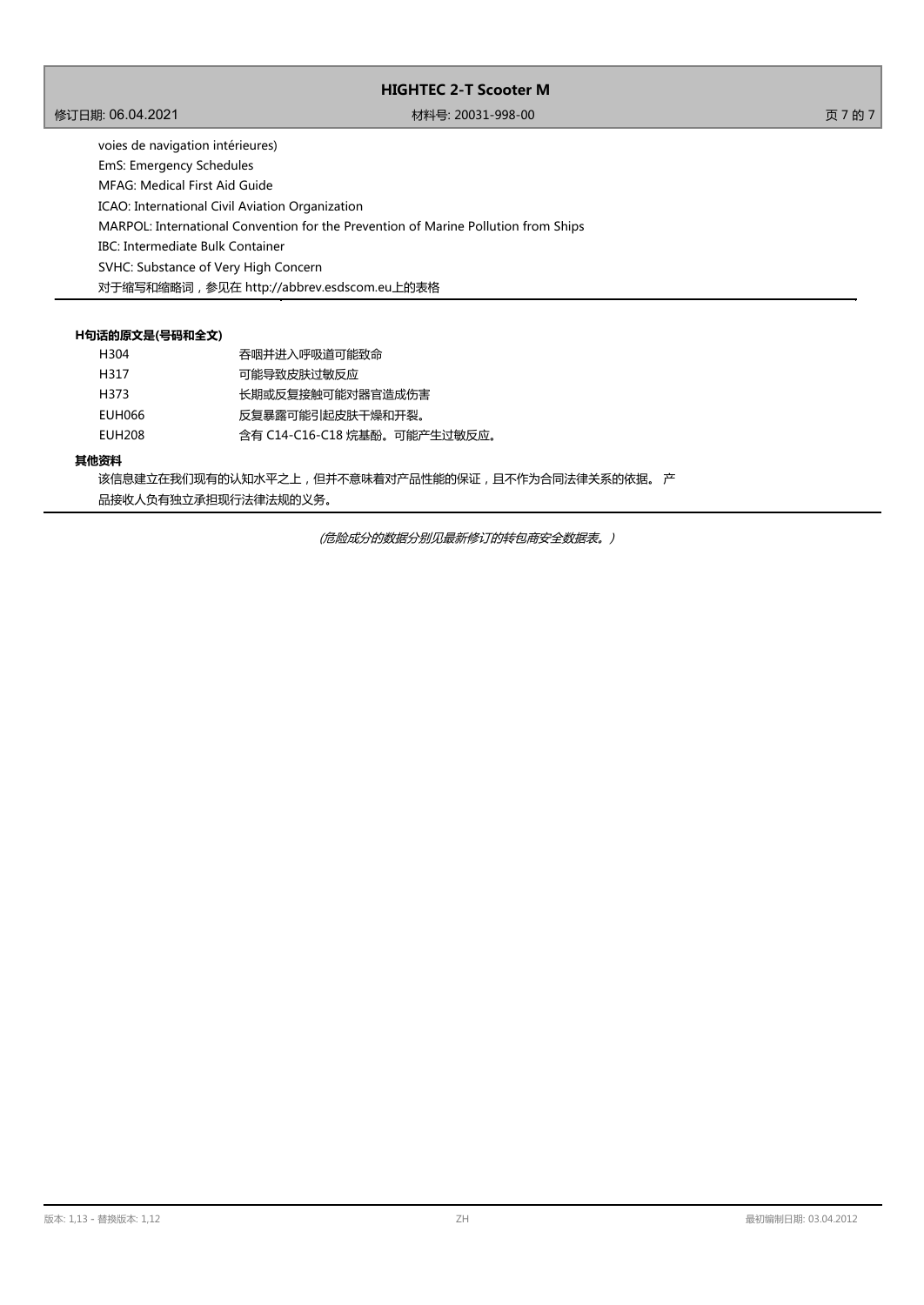voies de navigation intérieures)

EmS: Emergency Schedules

MFAG: Medical First Aid Guide

ICAO: International Civil Aviation Organization

MARPOL: International Convention for the Prevention of Marine Pollution from Ships

IBC: Intermediate Bulk Container

SVHC: Substance of Very High Concern

对于缩写和缩略词，参见在 http://abbrev.esdscom.eu上的表格

**H句话的原文是(号码和全文)**

| | |
|---|---|
| H304 | 吞咽并进入呼吸道可能致命 |
| H317 | 可能导致皮肤过敏反应 |
| H373 | 长期或反复接触可能对器官造成伤害 |
| EUH066 | 反复暴露可能引起皮肤干燥和开裂。 |
| EUH208 | 含有 C14-C16-C18 烷基酚。可能产生过敏反应。 |

**其他资料**

该信息建立在我们现有的认知水平之上，但并不意味着对产品性能的保证，且不作为合同法律关系的依据。 产品接收人负有独立承担现行法律法规的义务。

*(危险成分的数据分别见最新修订的转包商安全数据表。)*